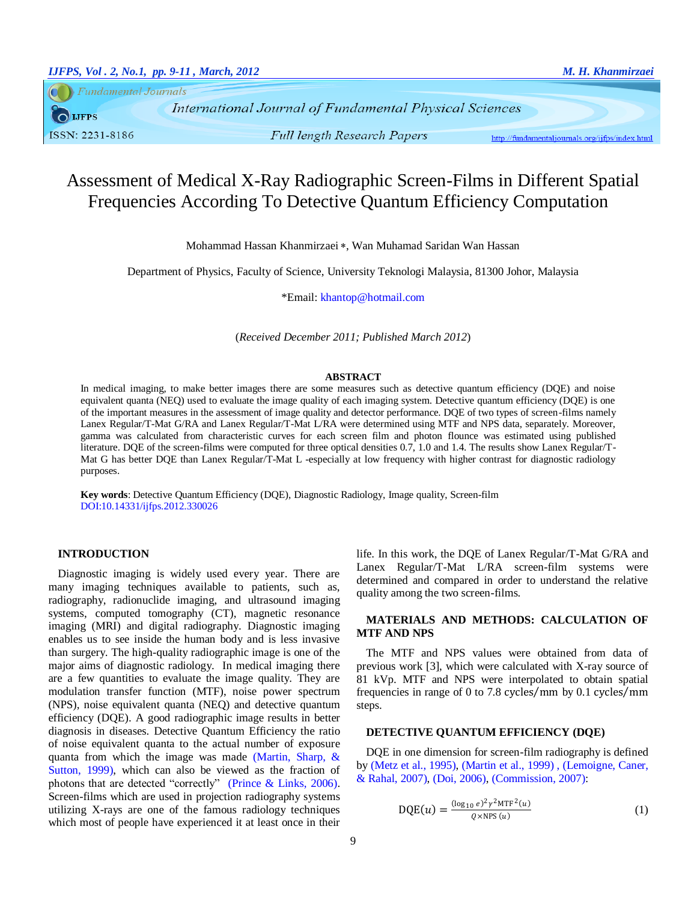# Assessment of Medical X-Ray Radiographic Screen-Films in Different Spatial Frequencies According To Detective Quantum Efficiency Computation

Mohammad Hassan Khanmirzaei *, Wan Muhamad Saridan Wan Hassan

Department of Physics, Faculty of Science, University Teknologi Malaysia, 81300 Johor, Malaysia

*Email: khantop@hotmail.com

(*Received December 2011; Published March 2012*)

## ABSTRACT

In medical imaging, to make better images there are some measures such as detective quantum efficiency (DQE) and noise equivalent quanta (NEQ) used to evaluate the image quality of each imaging system. Detective quantum efficiency (DQE) is one of the important measures in the assessment of image quality and detector performance. DQE of two types of screen-films namely Lanex Regular/T-Mat G/RA and Lanex Regular/T-Mat L/RA were determined using MTF and NPS data, separately. Moreover, gamma was calculated from characteristic curves for each screen film and photon flounce was estimated using published literature. DQE of the screen-films were computed for three optical densities 0.7, 1.0 and 1.4. The results show Lanex Regular/T-Mat G has better DQE than Lanex Regular/T-Mat L -especially at low frequency with higher contrast for diagnostic radiology purposes.

**Key words**: Detective Quantum Efficiency (DQE), Diagnostic Radiology, Image quality, Screen-film
DOI:10.14331/ijfps.2012.330026

## INTRODUCTION

Diagnostic imaging is widely used every year. There are many imaging techniques available to patients, such as, radiography, radionuclide imaging, and ultrasound imaging systems, computed tomography (CT), magnetic resonance imaging (MRI) and digital radiography. Diagnostic imaging enables us to see inside the human body and is less invasive than surgery. The high-quality radiographic image is one of the major aims of diagnostic radiology. In medical imaging there are a few quantities to evaluate the image quality. They are modulation transfer function (MTF), noise power spectrum (NPS), noise equivalent quanta (NEQ) and detective quantum efficiency (DQE). A good radiographic image results in better diagnosis in diseases. Detective Quantum Efficiency the ratio of noise equivalent quanta to the actual number of exposure quanta from which the image was made (Martin, Sharp, & Sutton, 1999), which can also be viewed as the fraction of photons that are detected "correctly" (Prince & Links, 2006). Screen-films which are used in projection radiography systems utilizing X-rays are one of the famous radiology techniques which most of people have experienced it at least once in their life. In this work, the DQE of Lanex Regular/T-Mat G/RA and Lanex Regular/T-Mat L/RA screen-film systems were determined and compared in order to understand the relative quality among the two screen-films.

## MATERIALS AND METHODS: CALCULATION OF MTF AND NPS

The MTF and NPS values were obtained from data of previous work [3], which were calculated with X-ray source of 81 kVp. MTF and NPS were interpolated to obtain spatial frequencies in range of 0 to 7.8 cycles/mm by 0.1 cycles/mm steps.

## DETECTIVE QUANTUM EFFICIENCY (DQE)

DQE in one dimension for screen-film radiography is defined by (Metz et al., 1995), (Martin et al., 1999) , (Lemoigne, Caner, & Rahal, 2007), (Doi, 2006), (Commission, 2007):

$$\mathrm{DQE}(u) = \frac{(\log_{10} e)^2 \gamma^2 \mathrm{MTF}^2(u)}{Q \times \mathrm{NPS}\,(u)} \qquad (1)$$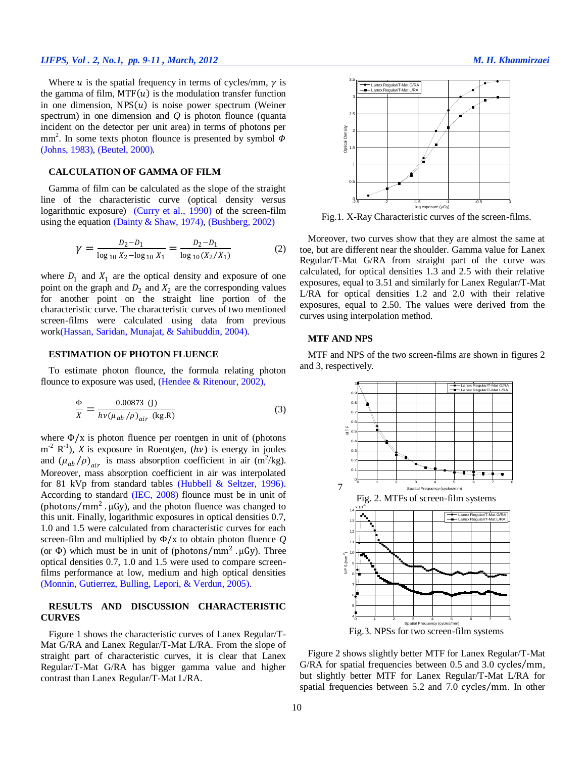Where $u$ is the spatial frequency in terms of cycles/mm, $\gamma$ is the gamma of film, $\mathrm{MTF}(u)$ is the modulation transfer function in one dimension, $\mathrm{NPS}(u)$ is noise power spectrum (Weiner spectrum) in one dimension and $Q$ is photon flounce (quanta incident on the detector per unit area) in terms of photons per mm$^2$. In some texts photon flounce is presented by symbol $\Phi$ (Johns, 1983), (Beutel, 2000).

### CALCULATION OF GAMMA OF FILM

Gamma of film can be calculated as the slope of the straight line of the characteristic curve (optical density versus logarithmic exposure) (Curry et al., 1990) of the screen-film using the equation (Dainty & Shaw, 1974), (Bushberg, 2002)

$$\gamma = \frac{D_2 - D_1}{\log_{10} X_2 - \log_{10} X_1} = \frac{D_2 - D_1}{\log_{10}(X_2/X_1)} \qquad (2)$$

where $D_1$ and $X_1$ are the optical density and exposure of one point on the graph and $D_2$ and $X_2$ are the corresponding values for another point on the straight line portion of the characteristic curve. The characteristic curves of two mentioned screen-films were calculated using data from previous work(Hassan, Saridan, Munajat, & Sahibuddin, 2004).

### ESTIMATION OF PHOTON FLUENCE

To estimate photon flounce, the formula relating photon flounce to exposure was used, (Hendee & Ritenour, 2002),

$$\frac{\Phi}{X} = \frac{0.00873\ \text{(J)}}{h\nu(\mu_{ab}/\rho)_{air}\ \text{(kg.R)}} \qquad (3)$$

where $\Phi/x$ is photon fluence per roentgen in unit of (photons m$^{-2}$ R$^{-1}$), $X$ is exposure in Roentgen, $(h\nu)$ is energy in joules and $(\mu_{ab}/\rho)_{air}$ is mass absorption coefficient in air (m$^2$/kg). Moreover, mass absorption coefficient in air was interpolated for 81 kVp from standard tables (Hubbell & Seltzer, 1996). According to standard (IEC, 2008) flounce must be in unit of (photons/mm$^2$ . μGy), and the photon fluence was changed to this unit. Finally, logarithmic exposures in optical densities 0.7, 1.0 and 1.5 were calculated from characteristic curves for each screen-film and multiplied by $\Phi/x$ to obtain photon fluence $Q$ (or $\Phi$) which must be in unit of (photons/mm$^2$ . μGy). Three optical densities 0.7, 1.0 and 1.5 were used to compare screen-films performance at low, medium and high optical densities (Monnin, Gutierrez, Bulling, Lepori, & Verdun, 2005).

### RESULTS AND DISCUSSION CHARACTERISTIC CURVES

Figure 1 shows the characteristic curves of Lanex Regular/T-Mat G/RA and Lanex Regular/T-Mat L/RA. From the slope of straight part of characteristic curves, it is clear that Lanex Regular/T-Mat G/RA has bigger gamma value and higher contrast than Lanex Regular/T-Mat L/RA.

Fig.1. X-Ray Characteristic curves of the screen-films.

Moreover, two curves show that they are almost the same at toe, but are different near the shoulder. Gamma value for Lanex Regular/T-Mat G/RA from straight part of the curve was calculated, for optical densities 1.3 and 2.5 with their relative exposures, equal to 3.51 and similarly for Lanex Regular/T-Mat L/RA for optical densities 1.2 and 2.0 with their relative exposures, equal to 2.50. The values were derived from the curves using interpolation method.

### MTF AND NPS

MTF and NPS of the two screen-films are shown in figures 2 and 3, respectively.

Fig. 2. MTFs of screen-film systems

Fig.3. NPSs for two screen-film systems

Figure 2 shows slightly better MTF for Lanex Regular/T-Mat G/RA for spatial frequencies between 0.5 and 3.0 cycles/mm, but slightly better MTF for Lanex Regular/T-Mat L/RA for spatial frequencies between 5.2 and 7.0 cycles/mm. In other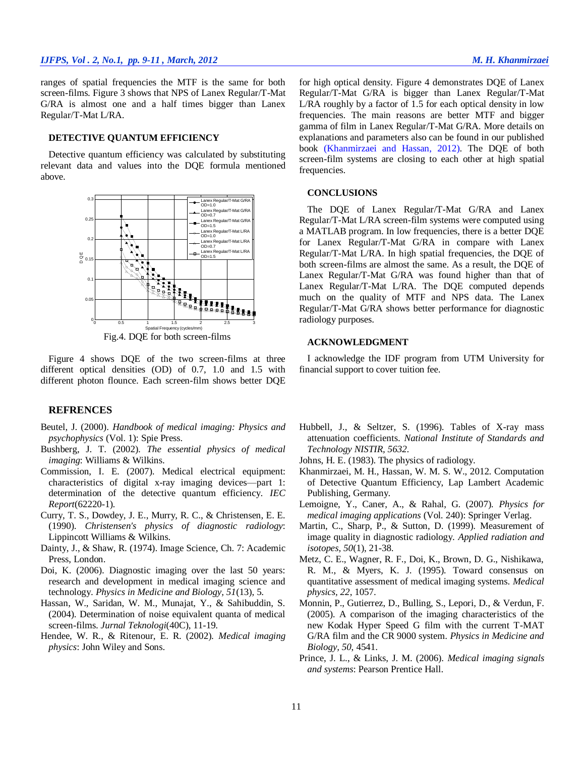ranges of spatial frequencies the MTF is the same for both screen-films. Figure 3 shows that NPS of Lanex Regular/T-Mat G/RA is almost one and a half times bigger than Lanex Regular/T-Mat L/RA.

## DETECTIVE QUANTUM EFFICIENCY

Detective quantum efficiency was calculated by substituting relevant data and values into the DQE formula mentioned above.

0.3
0.25
0.2
0.15
0.1
0.05
0
DQE
0 0.5 1 1.5 2 2.5 3
Spatial Frequency (cycles/mm)
Lanex Regular/T-Mat G/RA OD=1.0
Lanex Regular/T-Mat G/RA OD=0.7
Lanex Regular/T-Mat G/RA OD=1.5
Lanex Regular/T-Mat L/RA OD=1.0
Lanex Regular/T-Mat L/RA OD=0.7
Lanex Regular/T-Mat L/RA OD=1.5

Fig.4. DQE for both screen-films

Figure 4 shows DQE of the two screen-films at three different optical densities (OD) of 0.7, 1.0 and 1.5 with different photon flounce. Each screen-film shows better DQE for high optical density. Figure 4 demonstrates DQE of Lanex Regular/T-Mat G/RA is bigger than Lanex Regular/T-Mat L/RA roughly by a factor of 1.5 for each optical density in low frequencies. The main reasons are better MTF and bigger gamma of film in Lanex Regular/T-Mat G/RA. More details on explanations and parameters also can be found in our published book (Khanmirzaei and Hassan, 2012). The DQE of both screen-film systems are closing to each other at high spatial frequencies.

## CONCLUSIONS

The DQE of Lanex Regular/T-Mat G/RA and Lanex Regular/T-Mat L/RA screen-film systems were computed using a MATLAB program. In low frequencies, there is a better DQE for Lanex Regular/T-Mat G/RA in compare with Lanex Regular/T-Mat L/RA. In high spatial frequencies, the DQE of both screen-films are almost the same. As a result, the DQE of Lanex Regular/T-Mat G/RA was found higher than that of Lanex Regular/T-Mat L/RA. The DQE computed depends much on the quality of MTF and NPS data. The Lanex Regular/T-Mat G/RA shows better performance for diagnostic radiology purposes.

## ACKNOWLEDGMENT

I acknowledge the IDF program from UTM University for financial support to cover tuition fee.

## REFRENCES

Beutel, J. (2000). *Handbook of medical imaging: Physics and psychophysics* (Vol. 1): Spie Press.

Bushberg, J. T. (2002). *The essential physics of medical imaging*: Williams & Wilkins.

Commission, I. E. (2007). Medical electrical equipment: characteristics of digital x-ray imaging devices—part 1: determination of the detective quantum efficiency. *IEC Report*(62220-1).

Curry, T. S., Dowdey, J. E., Murry, R. C., & Christensen, E. E. (1990). *Christensen's physics of diagnostic radiology*: Lippincott Williams & Wilkins.

Dainty, J., & Shaw, R. (1974). Image Science, Ch. 7: Academic Press, London.

Doi, K. (2006). Diagnostic imaging over the last 50 years: research and development in medical imaging science and technology. *Physics in Medicine and Biology, 51*(13), 5.

Hassan, W., Saridan, W. M., Munajat, Y., & Sahibuddin, S. (2004). Determination of noise equivalent quanta of medical screen-films. *Jurnal Teknologi*(40C), 11-19.

Hendee, W. R., & Ritenour, E. R. (2002). *Medical imaging physics*: John Wiley and Sons.

Hubbell, J., & Seltzer, S. (1996). Tables of X-ray mass attenuation coefficients. *National Institute of Standards and Technology NISTIR, 5632*.

Johns, H. E. (1983). The physics of radiology.

Khanmirzaei, M. H., Hassan, W. M. S. W., 2012. Computation of Detective Quantum Efficiency, Lap Lambert Academic Publishing, Germany.

Lemoigne, Y., Caner, A., & Rahal, G. (2007). *Physics for medical imaging applications* (Vol. 240): Springer Verlag.

Martin, C., Sharp, P., & Sutton, D. (1999). Measurement of image quality in diagnostic radiology. *Applied radiation and isotopes, 50*(1), 21-38.

Metz, C. E., Wagner, R. F., Doi, K., Brown, D. G., Nishikawa, R. M., & Myers, K. J. (1995). Toward consensus on quantitative assessment of medical imaging systems. *Medical physics, 22*, 1057.

Monnin, P., Gutierrez, D., Bulling, S., Lepori, D., & Verdun, F. (2005). A comparison of the imaging characteristics of the new Kodak Hyper Speed G film with the current T-MAT G/RA film and the CR 9000 system. *Physics in Medicine and Biology, 50*, 4541.

Prince, J. L., & Links, J. M. (2006). *Medical imaging signals and systems*: Pearson Prentice Hall.